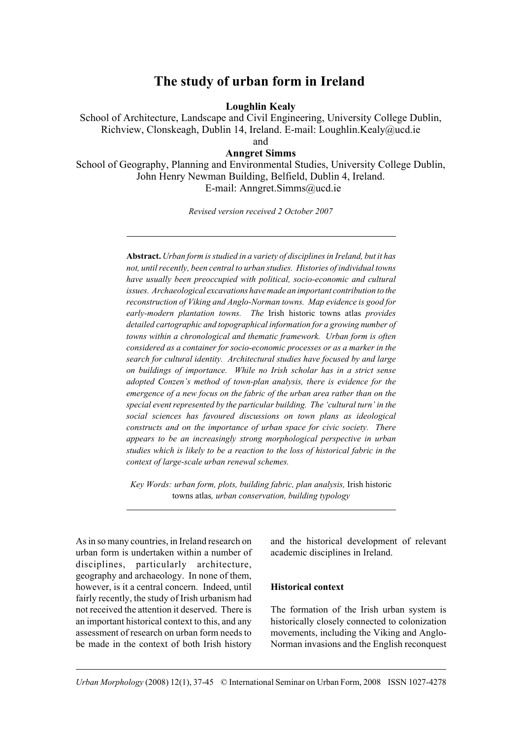# The study of urban form in Ireland

**Loughlin Kealy**

School of Architecture, Landscape and Civil Engineering, University College Dublin, Richview, Clonskeagh, Dublin 14, Ireland. E-mail: Loughlin.Kealy@ucd.ie

and

**Anngret Simms**

School of Geography, Planning and Environmental Studies, University College Dublin, John Henry Newman Building, Belfield, Dublin 4, Ireland.
E-mail: Anngret.Simms@ucd.ie

*Revised version received 2 October 2007*

---

**Abstract.** *Urban form is studied in a variety of disciplines in Ireland, but it has not, until recently, been central to urban studies. Histories of individual towns have usually been preoccupied with political, socio-economic and cultural issues. Archaeological excavations have made an important contribution to the reconstruction of Viking and Anglo-Norman towns. Map evidence is good for early-modern plantation towns. The* Irish historic towns atlas *provides detailed cartographic and topographical information for a growing number of towns within a chronological and thematic framework. Urban form is often considered as a container for socio-economic processes or as a marker in the search for cultural identity. Architectural studies have focused by and large on buildings of importance. While no Irish scholar has in a strict sense adopted Conzen's method of town-plan analysis, there is evidence for the emergence of a new focus on the fabric of the urban area rather than on the special event represented by the particular building. The 'cultural turn' in the social sciences has favoured discussions on town plans as ideological constructs and on the importance of urban space for civic society. There appears to be an increasingly strong morphological perspective in urban studies which is likely to be a reaction to the loss of historical fabric in the context of large-scale urban renewal schemes.*

*Key Words: urban form, plots, building fabric, plan analysis,* Irish historic towns atlas*, urban conservation, building typology*

---

As in so many countries, in Ireland research on urban form is undertaken within a number of disciplines, particularly architecture, geography and archaeology. In none of them, however, is it a central concern. Indeed, until fairly recently, the study of Irish urbanism had not received the attention it deserved. There is an important historical context to this, and any assessment of research on urban form needs to be made in the context of both Irish history and the historical development of relevant academic disciplines in Ireland.

## Historical context

The formation of the Irish urban system is historically closely connected to colonization movements, including the Viking and Anglo-Norman invasions and the English reconquest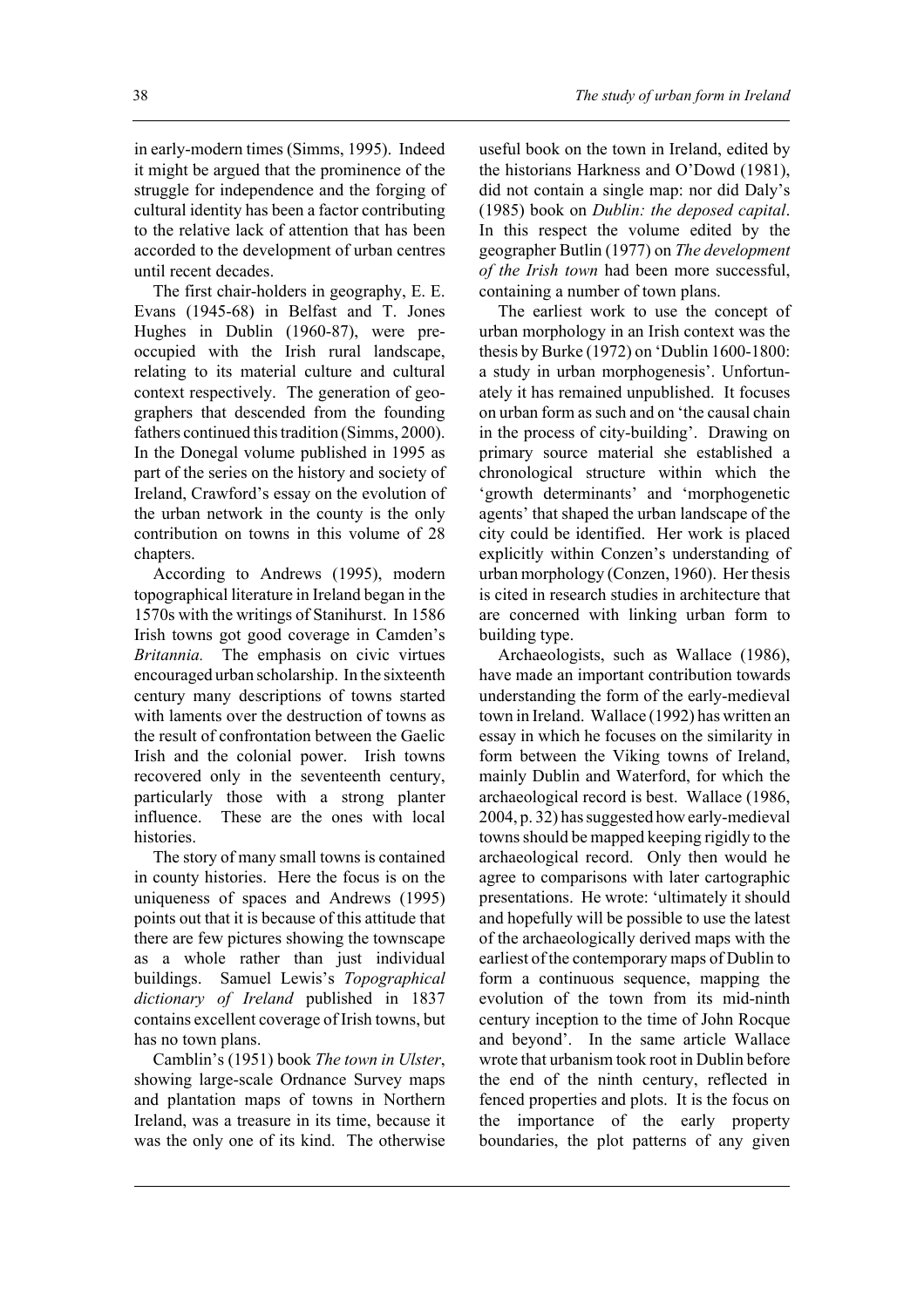in early-modern times (Simms, 1995). Indeed it might be argued that the prominence of the struggle for independence and the forging of cultural identity has been a factor contributing to the relative lack of attention that has been accorded to the development of urban centres until recent decades.

The first chair-holders in geography, E. E. Evans (1945-68) in Belfast and T. Jones Hughes in Dublin (1960-87), were preoccupied with the Irish rural landscape, relating to its material culture and cultural context respectively. The generation of geographers that descended from the founding fathers continued this tradition (Simms, 2000). In the Donegal volume published in 1995 as part of the series on the history and society of Ireland, Crawford's essay on the evolution of the urban network in the county is the only contribution on towns in this volume of 28 chapters.

According to Andrews (1995), modern topographical literature in Ireland began in the 1570s with the writings of Stanihurst. In 1586 Irish towns got good coverage in Camden's *Britannia.* The emphasis on civic virtues encouraged urban scholarship. In the sixteenth century many descriptions of towns started with laments over the destruction of towns as the result of confrontation between the Gaelic Irish and the colonial power. Irish towns recovered only in the seventeenth century, particularly those with a strong planter influence. These are the ones with local histories.

The story of many small towns is contained in county histories. Here the focus is on the uniqueness of spaces and Andrews (1995) points out that it is because of this attitude that there are few pictures showing the townscape as a whole rather than just individual buildings. Samuel Lewis's *Topographical dictionary of Ireland* published in 1837 contains excellent coverage of Irish towns, but has no town plans.

Camblin's (1951) book *The town in Ulster*, showing large-scale Ordnance Survey maps and plantation maps of towns in Northern Ireland, was a treasure in its time, because it was the only one of its kind. The otherwise useful book on the town in Ireland, edited by the historians Harkness and O'Dowd (1981), did not contain a single map: nor did Daly's (1985) book on *Dublin: the deposed capital*. In this respect the volume edited by the geographer Butlin (1977) on *The development of the Irish town* had been more successful, containing a number of town plans.

The earliest work to use the concept of urban morphology in an Irish context was the thesis by Burke (1972) on 'Dublin 1600-1800: a study in urban morphogenesis'. Unfortunately it has remained unpublished. It focuses on urban form as such and on 'the causal chain in the process of city-building'. Drawing on primary source material she established a chronological structure within which the 'growth determinants' and 'morphogenetic agents' that shaped the urban landscape of the city could be identified. Her work is placed explicitly within Conzen's understanding of urban morphology (Conzen, 1960). Her thesis is cited in research studies in architecture that are concerned with linking urban form to building type.

Archaeologists, such as Wallace (1986), have made an important contribution towards understanding the form of the early-medieval town in Ireland. Wallace (1992) has written an essay in which he focuses on the similarity in form between the Viking towns of Ireland, mainly Dublin and Waterford, for which the archaeological record is best. Wallace (1986, 2004, p. 32) has suggested how early-medieval towns should be mapped keeping rigidly to the archaeological record. Only then would he agree to comparisons with later cartographic presentations. He wrote: 'ultimately it should and hopefully will be possible to use the latest of the archaeologically derived maps with the earliest of the contemporary maps of Dublin to form a continuous sequence, mapping the evolution of the town from its mid-ninth century inception to the time of John Rocque and beyond'. In the same article Wallace wrote that urbanism took root in Dublin before the end of the ninth century, reflected in fenced properties and plots. It is the focus on the importance of the early property boundaries, the plot patterns of any given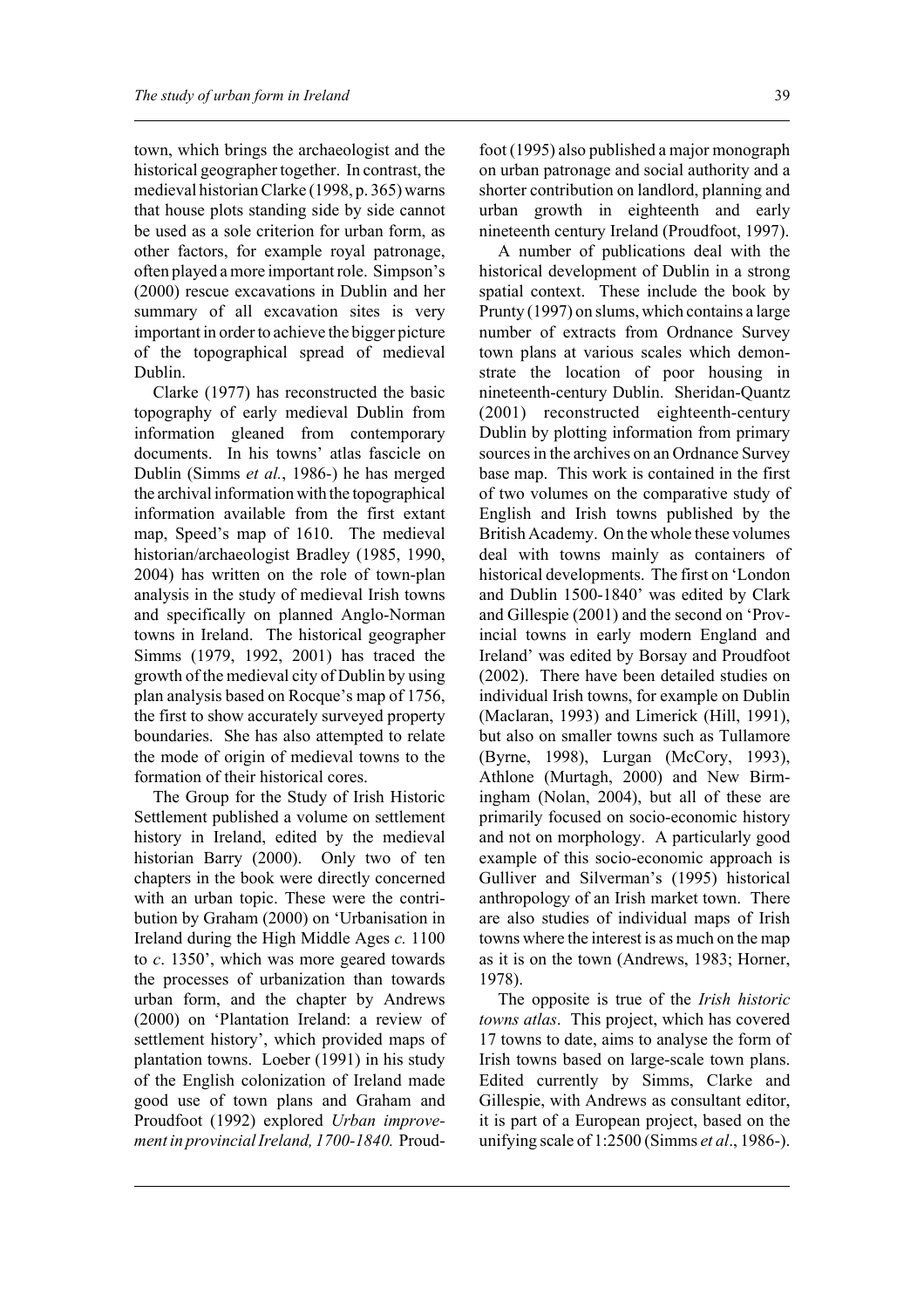town, which brings the archaeologist and the historical geographer together. In contrast, the medieval historian Clarke (1998, p. 365) warns that house plots standing side by side cannot be used as a sole criterion for urban form, as other factors, for example royal patronage, often played a more important role. Simpson's (2000) rescue excavations in Dublin and her summary of all excavation sites is very important in order to achieve the bigger picture of the topographical spread of medieval Dublin.

Clarke (1977) has reconstructed the basic topography of early medieval Dublin from information gleaned from contemporary documents. In his towns' atlas fascicle on Dublin (Simms *et al.*, 1986-) he has merged the archival information with the topographical information available from the first extant map, Speed's map of 1610. The medieval historian/archaeologist Bradley (1985, 1990, 2004) has written on the role of town-plan analysis in the study of medieval Irish towns and specifically on planned Anglo-Norman towns in Ireland. The historical geographer Simms (1979, 1992, 2001) has traced the growth of the medieval city of Dublin by using plan analysis based on Rocque's map of 1756, the first to show accurately surveyed property boundaries. She has also attempted to relate the mode of origin of medieval towns to the formation of their historical cores.

The Group for the Study of Irish Historic Settlement published a volume on settlement history in Ireland, edited by the medieval historian Barry (2000). Only two of ten chapters in the book were directly concerned with an urban topic. These were the contribution by Graham (2000) on 'Urbanisation in Ireland during the High Middle Ages *c.* 1100 to *c*. 1350', which was more geared towards the processes of urbanization than towards urban form, and the chapter by Andrews (2000) on 'Plantation Ireland: a review of settlement history', which provided maps of plantation towns. Loeber (1991) in his study of the English colonization of Ireland made good use of town plans and Graham and Proudfoot (1992) explored *Urban improvement in provincial Ireland, 1700-1840.* Proudfoot (1995) also published a major monograph on urban patronage and social authority and a shorter contribution on landlord, planning and urban growth in eighteenth and early nineteenth century Ireland (Proudfoot, 1997).

A number of publications deal with the historical development of Dublin in a strong spatial context. These include the book by Prunty (1997) on slums, which contains a large number of extracts from Ordnance Survey town plans at various scales which demonstrate the location of poor housing in nineteenth-century Dublin. Sheridan-Quantz (2001) reconstructed eighteenth-century Dublin by plotting information from primary sources in the archives on an Ordnance Survey base map. This work is contained in the first of two volumes on the comparative study of English and Irish towns published by the British Academy. On the whole these volumes deal with towns mainly as containers of historical developments. The first on 'London and Dublin 1500-1840' was edited by Clark and Gillespie (2001) and the second on 'Provincial towns in early modern England and Ireland' was edited by Borsay and Proudfoot (2002). There have been detailed studies on individual Irish towns, for example on Dublin (Maclaran, 1993) and Limerick (Hill, 1991), but also on smaller towns such as Tullamore (Byrne, 1998), Lurgan (McCory, 1993), Athlone (Murtagh, 2000) and New Birmingham (Nolan, 2004), but all of these are primarily focused on socio-economic history and not on morphology. A particularly good example of this socio-economic approach is Gulliver and Silverman's (1995) historical anthropology of an Irish market town. There are also studies of individual maps of Irish towns where the interest is as much on the map as it is on the town (Andrews, 1983; Horner, 1978).

The opposite is true of the *Irish historic towns atlas*. This project, which has covered 17 towns to date, aims to analyse the form of Irish towns based on large-scale town plans. Edited currently by Simms, Clarke and Gillespie, with Andrews as consultant editor, it is part of a European project, based on the unifying scale of 1:2500 (Simms *et al*., 1986-).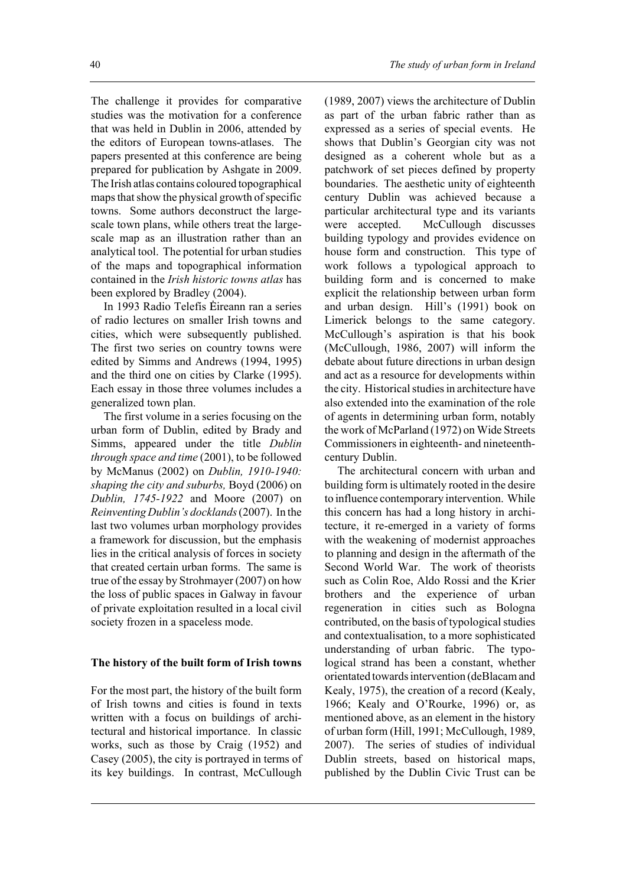The challenge it provides for comparative studies was the motivation for a conference that was held in Dublin in 2006, attended by the editors of European towns-atlases. The papers presented at this conference are being prepared for publication by Ashgate in 2009. The Irish atlas contains coloured topographical maps that show the physical growth of specific towns. Some authors deconstruct the large-scale town plans, while others treat the large-scale map as an illustration rather than an analytical tool. The potential for urban studies of the maps and topographical information contained in the *Irish historic towns atlas* has been explored by Bradley (2004).

In 1993 Radio Telefís Ėireann ran a series of radio lectures on smaller Irish towns and cities, which were subsequently published. The first two series on country towns were edited by Simms and Andrews (1994, 1995) and the third one on cities by Clarke (1995). Each essay in those three volumes includes a generalized town plan.

The first volume in a series focusing on the urban form of Dublin, edited by Brady and Simms, appeared under the title *Dublin through space and time* (2001), to be followed by McManus (2002) on *Dublin, 1910-1940: shaping the city and suburbs,* Boyd (2006) on *Dublin, 1745-1922* and Moore (2007) on *Reinventing Dublin's docklands* (2007). In the last two volumes urban morphology provides a framework for discussion, but the emphasis lies in the critical analysis of forces in society that created certain urban forms. The same is true of the essay by Strohmayer (2007) on how the loss of public spaces in Galway in favour of private exploitation resulted in a local civil society frozen in a spaceless mode.

## The history of the built form of Irish towns

For the most part, the history of the built form of Irish towns and cities is found in texts written with a focus on buildings of architectural and historical importance. In classic works, such as those by Craig (1952) and Casey (2005), the city is portrayed in terms of its key buildings. In contrast, McCullough (1989, 2007) views the architecture of Dublin as part of the urban fabric rather than as expressed as a series of special events. He shows that Dublin's Georgian city was not designed as a coherent whole but as a patchwork of set pieces defined by property boundaries. The aesthetic unity of eighteenth century Dublin was achieved because a particular architectural type and its variants were accepted. McCullough discusses building typology and provides evidence on house form and construction. This type of work follows a typological approach to building form and is concerned to make explicit the relationship between urban form and urban design. Hill's (1991) book on Limerick belongs to the same category. McCullough's aspiration is that his book (McCullough, 1986, 2007) will inform the debate about future directions in urban design and act as a resource for developments within the city. Historical studies in architecture have also extended into the examination of the role of agents in determining urban form, notably the work of McParland (1972) on Wide Streets Commissioners in eighteenth- and nineteenth-century Dublin.

The architectural concern with urban and building form is ultimately rooted in the desire to influence contemporary intervention. While this concern has had a long history in architecture, it re-emerged in a variety of forms with the weakening of modernist approaches to planning and design in the aftermath of the Second World War. The work of theorists such as Colin Roe, Aldo Rossi and the Krier brothers and the experience of urban regeneration in cities such as Bologna contributed, on the basis of typological studies and contextualisation, to a more sophisticated understanding of urban fabric. The typological strand has been a constant, whether orientated towards intervention (deBlacam and Kealy, 1975), the creation of a record (Kealy, 1966; Kealy and O'Rourke, 1996) or, as mentioned above, as an element in the history of urban form (Hill, 1991; McCullough, 1989, 2007). The series of studies of individual Dublin streets, based on historical maps, published by the Dublin Civic Trust can be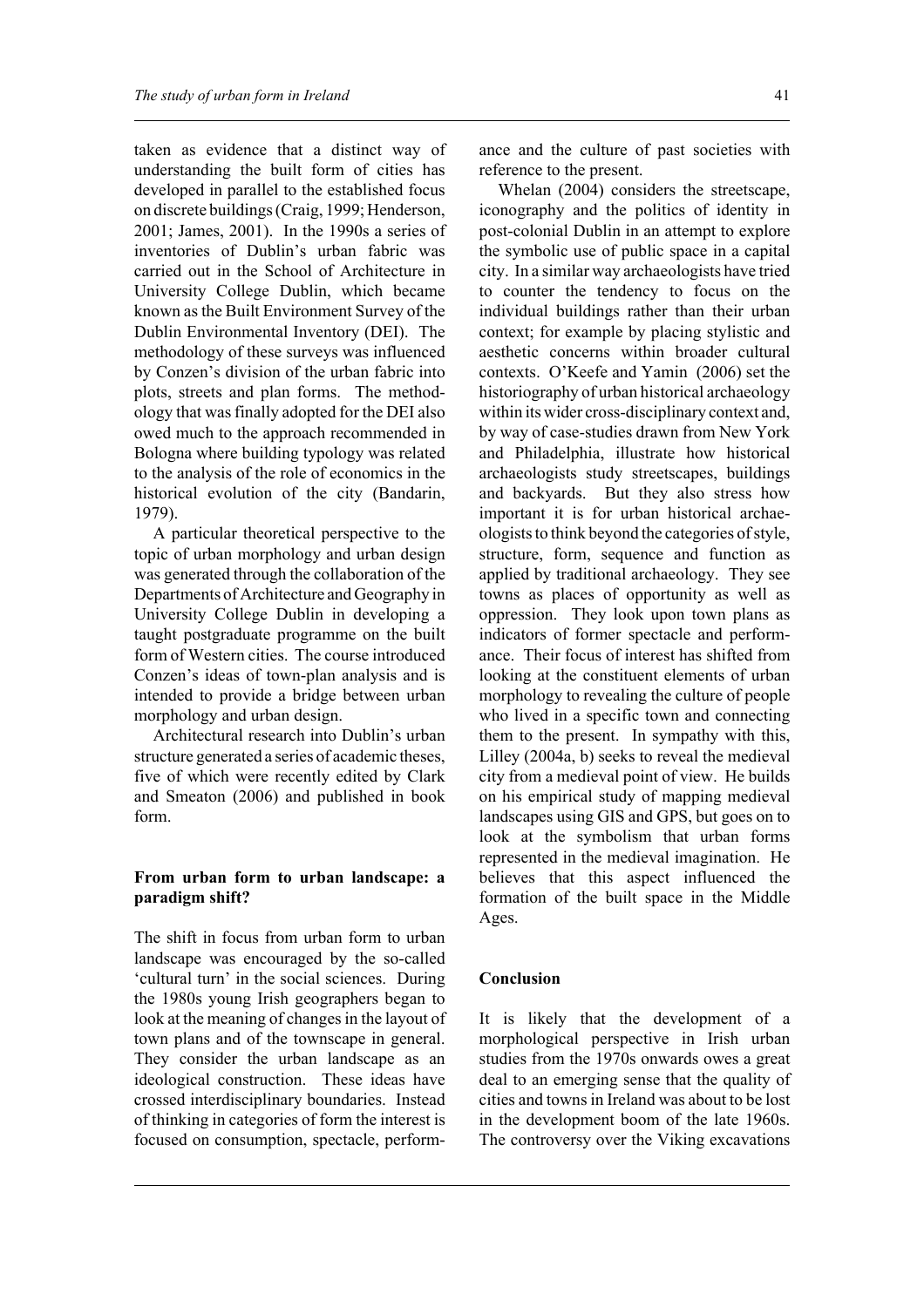taken as evidence that a distinct way of understanding the built form of cities has developed in parallel to the established focus on discrete buildings (Craig, 1999; Henderson, 2001; James, 2001). In the 1990s a series of inventories of Dublin's urban fabric was carried out in the School of Architecture in University College Dublin, which became known as the Built Environment Survey of the Dublin Environmental Inventory (DEI). The methodology of these surveys was influenced by Conzen's division of the urban fabric into plots, streets and plan forms. The methodology that was finally adopted for the DEI also owed much to the approach recommended in Bologna where building typology was related to the analysis of the role of economics in the historical evolution of the city (Bandarin, 1979).

A particular theoretical perspective to the topic of urban morphology and urban design was generated through the collaboration of the Departments of Architecture and Geography in University College Dublin in developing a taught postgraduate programme on the built form of Western cities. The course introduced Conzen's ideas of town-plan analysis and is intended to provide a bridge between urban morphology and urban design.

Architectural research into Dublin's urban structure generated a series of academic theses, five of which were recently edited by Clark and Smeaton (2006) and published in book form.

## From urban form to urban landscape: a paradigm shift?

The shift in focus from urban form to urban landscape was encouraged by the so-called 'cultural turn' in the social sciences. During the 1980s young Irish geographers began to look at the meaning of changes in the layout of town plans and of the townscape in general. They consider the urban landscape as an ideological construction. These ideas have crossed interdisciplinary boundaries. Instead of thinking in categories of form the interest is focused on consumption, spectacle, performance and the culture of past societies with reference to the present.

Whelan (2004) considers the streetscape, iconography and the politics of identity in post-colonial Dublin in an attempt to explore the symbolic use of public space in a capital city. In a similar way archaeologists have tried to counter the tendency to focus on the individual buildings rather than their urban context; for example by placing stylistic and aesthetic concerns within broader cultural contexts. O'Keefe and Yamin (2006) set the historiography of urban historical archaeology within its wider cross-disciplinary context and, by way of case-studies drawn from New York and Philadelphia, illustrate how historical archaeologists study streetscapes, buildings and backyards. But they also stress how important it is for urban historical archaeologists to think beyond the categories of style, structure, form, sequence and function as applied by traditional archaeology. They see towns as places of opportunity as well as oppression. They look upon town plans as indicators of former spectacle and performance. Their focus of interest has shifted from looking at the constituent elements of urban morphology to revealing the culture of people who lived in a specific town and connecting them to the present. In sympathy with this, Lilley (2004a, b) seeks to reveal the medieval city from a medieval point of view. He builds on his empirical study of mapping medieval landscapes using GIS and GPS, but goes on to look at the symbolism that urban forms represented in the medieval imagination. He believes that this aspect influenced the formation of the built space in the Middle Ages.

## Conclusion

It is likely that the development of a morphological perspective in Irish urban studies from the 1970s onwards owes a great deal to an emerging sense that the quality of cities and towns in Ireland was about to be lost in the development boom of the late 1960s. The controversy over the Viking excavations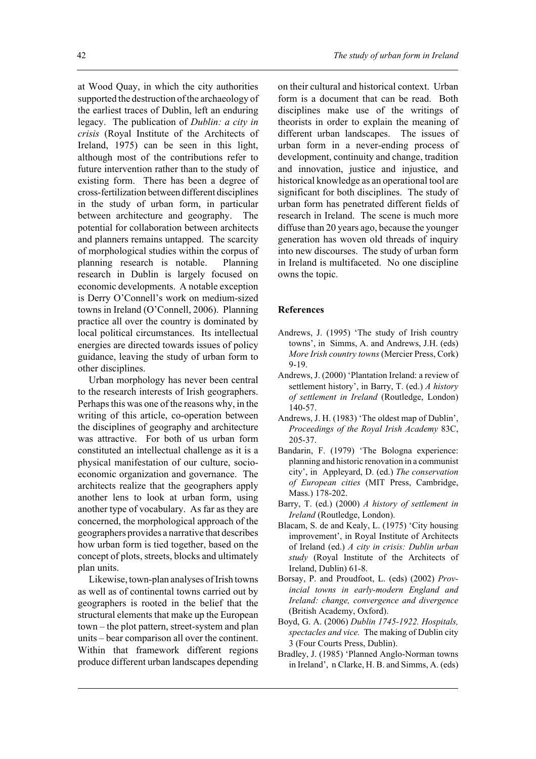at Wood Quay, in which the city authorities supported the destruction of the archaeology of the earliest traces of Dublin, left an enduring legacy. The publication of *Dublin: a city in crisis* (Royal Institute of the Architects of Ireland, 1975) can be seen in this light, although most of the contributions refer to future intervention rather than to the study of existing form. There has been a degree of cross-fertilization between different disciplines in the study of urban form, in particular between architecture and geography. The potential for collaboration between architects and planners remains untapped. The scarcity of morphological studies within the corpus of planning research is notable. Planning research in Dublin is largely focused on economic developments. A notable exception is Derry O'Connell's work on medium-sized towns in Ireland (O'Connell, 2006). Planning practice all over the country is dominated by local political circumstances. Its intellectual energies are directed towards issues of policy guidance, leaving the study of urban form to other disciplines.

Urban morphology has never been central to the research interests of Irish geographers. Perhaps this was one of the reasons why, in the writing of this article, co-operation between the disciplines of geography and architecture was attractive. For both of us urban form constituted an intellectual challenge as it is a physical manifestation of our culture, socio-economic organization and governance. The architects realize that the geographers apply another lens to look at urban form, using another type of vocabulary. As far as they are concerned, the morphological approach of the geographers provides a narrative that describes how urban form is tied together, based on the concept of plots, streets, blocks and ultimately plan units.

Likewise, town-plan analyses of Irish towns as well as of continental towns carried out by geographers is rooted in the belief that the structural elements that make up the European town – the plot pattern, street-system and plan units – bear comparison all over the continent. Within that framework different regions produce different urban landscapes depending on their cultural and historical context. Urban form is a document that can be read. Both disciplines make use of the writings of theorists in order to explain the meaning of different urban landscapes. The issues of urban form in a never-ending process of development, continuity and change, tradition and innovation, justice and injustice, and historical knowledge as an operational tool are significant for both disciplines. The study of urban form has penetrated different fields of research in Ireland. The scene is much more diffuse than 20 years ago, because the younger generation has woven old threads of inquiry into new discourses. The study of urban form in Ireland is multifaceted. No one discipline owns the topic.

## References

Andrews, J. (1995) 'The study of Irish country towns', in Simms, A. and Andrews, J.H. (eds) *More Irish country towns* (Mercier Press, Cork) 9-19.

Andrews, J. (2000) 'Plantation Ireland: a review of settlement history', in Barry, T. (ed.) *A history of settlement in Ireland* (Routledge, London) 140-57.

Andrews, J. H. (1983) 'The oldest map of Dublin', *Proceedings of the Royal Irish Academy* 83C, 205-37.

Bandarin, F. (1979) 'The Bologna experience: planning and historic renovation in a communist city', in Appleyard, D. (ed.) *The conservation of European cities* (MIT Press, Cambridge, Mass.) 178-202.

Barry, T. (ed.) (2000) *A history of settlement in Ireland* (Routledge, London).

Blacam, S. de and Kealy, L. (1975) 'City housing improvement', in Royal Institute of Architects of Ireland (ed.) *A city in crisis: Dublin urban study* (Royal Institute of the Architects of Ireland, Dublin) 61-8.

Borsay, P. and Proudfoot, L. (eds) (2002) *Provincial towns in early-modern England and Ireland: change, convergence and divergence* (British Academy, Oxford).

Boyd, G. A. (2006) *Dublin 1745-1922. Hospitals, spectacles and vice.* The making of Dublin city 3 (Four Courts Press, Dublin).

Bradley, J. (1985) 'Planned Anglo-Norman towns in Ireland', n Clarke, H. B. and Simms, A. (eds)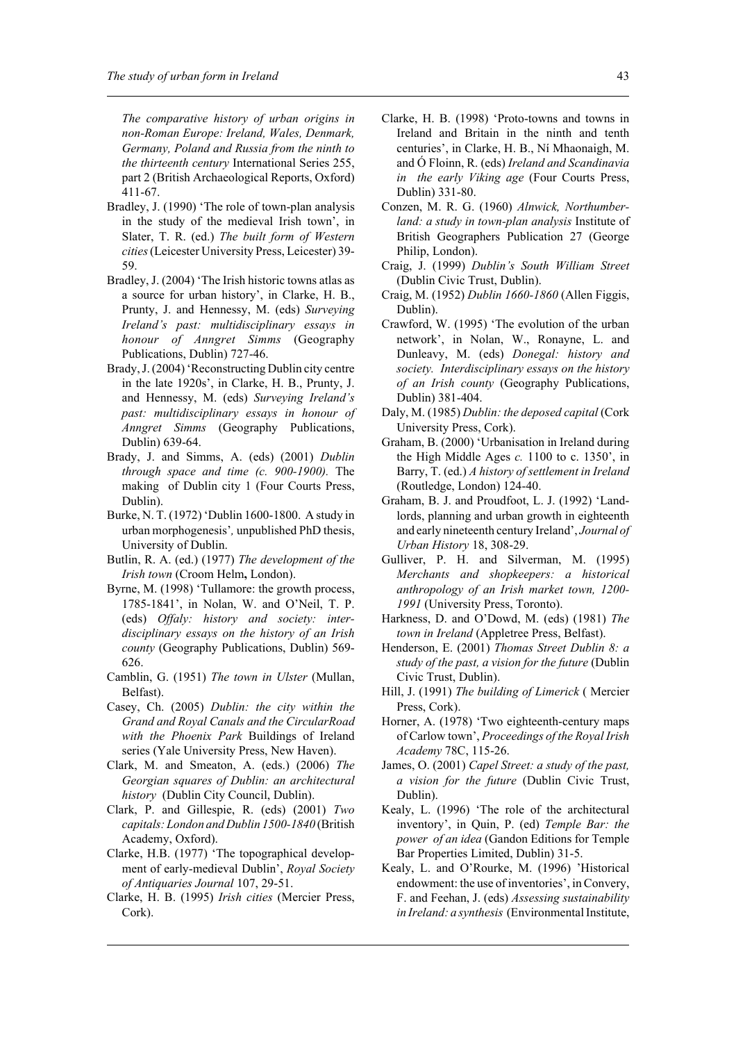*The comparative history of urban origins in non-Roman Europe: Ireland, Wales, Denmark, Germany, Poland and Russia from the ninth to the thirteenth century* International Series 255, part 2 (British Archaeological Reports, Oxford) 411-67.

Bradley, J. (1990) 'The role of town-plan analysis in the study of the medieval Irish town', in Slater, T. R. (ed.) *The built form of Western cities* (Leicester University Press, Leicester) 39-59.

Bradley, J. (2004) 'The Irish historic towns atlas as a source for urban history', in Clarke, H. B., Prunty, J. and Hennessy, M. (eds) *Surveying Ireland's past: multidisciplinary essays in honour of Anngret Simms* (Geography Publications, Dublin) 727-46.

Brady, J. (2004) 'Reconstructing Dublin city centre in the late 1920s', in Clarke, H. B., Prunty, J. and Hennessy, M. (eds) *Surveying Ireland's past: multidisciplinary essays in honour of Anngret Simms* (Geography Publications, Dublin) 639-64.

Brady, J. and Simms, A. (eds) (2001) *Dublin through space and time (c. 900-1900).* The making of Dublin city 1 (Four Courts Press, Dublin).

Burke, N. T. (1972) 'Dublin 1600-1800. A study in urban morphogenesis', unpublished PhD thesis, University of Dublin.

Butlin, R. A. (ed.) (1977) *The development of the Irish town* (Croom Helm**,** London).

Byrne, M. (1998) 'Tullamore: the growth process, 1785-1841', in Nolan, W. and O'Neil, T. P. (eds) *Offaly: history and society: interdisciplinary essays on the history of an Irish county* (Geography Publications, Dublin) 569-626.

Camblin, G. (1951) *The town in Ulster* (Mullan, Belfast).

Casey, Ch. (2005) *Dublin: the city within the Grand and Royal Canals and the CircularRoad with the Phoenix Park* Buildings of Ireland series (Yale University Press, New Haven).

Clark, M. and Smeaton, A. (eds.) (2006) *The Georgian squares of Dublin: an architectural history* (Dublin City Council, Dublin).

Clark, P. and Gillespie, R. (eds) (2001) *Two capitals: London and Dublin 1500-1840* (British Academy, Oxford).

Clarke, H.B. (1977) 'The topographical development of early-medieval Dublin', *Royal Society of Antiquaries Journal* 107, 29-51.

Clarke, H. B. (1995) *Irish cities* (Mercier Press, Cork).

Clarke, H. B. (1998) 'Proto-towns and towns in Ireland and Britain in the ninth and tenth centuries', in Clarke, H. B., Ní Mhaonaigh, M. and Ó Floinn, R. (eds) *Ireland and Scandinavia in the early Viking age* (Four Courts Press, Dublin) 331-80.

Conzen, M. R. G. (1960) *Alnwick, Northumberland: a study in town-plan analysis* Institute of British Geographers Publication 27 (George Philip, London).

Craig, J. (1999) *Dublin's South William Street* (Dublin Civic Trust, Dublin).

Craig, M. (1952) *Dublin 1660-1860* (Allen Figgis, Dublin).

Crawford, W. (1995) 'The evolution of the urban network', in Nolan, W., Ronayne, L. and Dunleavy, M. (eds) *Donegal: history and society. Interdisciplinary essays on the history of an Irish county* (Geography Publications, Dublin) 381-404.

Daly, M. (1985) *Dublin: the deposed capital* (Cork University Press, Cork).

Graham, B. (2000) 'Urbanisation in Ireland during the High Middle Ages *c.* 1100 to c. 1350', in Barry, T. (ed.) *A history of settlement in Ireland* (Routledge, London) 124-40.

Graham, B. J. and Proudfoot, L. J. (1992) 'Landlords, planning and urban growth in eighteenth and early nineteenth century Ireland', *Journal of Urban History* 18, 308-29.

Gulliver, P. H. and Silverman, M. (1995) *Merchants and shopkeepers: a historical anthropology of an Irish market town, 1200-1991* (University Press, Toronto).

Harkness, D. and O'Dowd, M. (eds) (1981) *The town in Ireland* (Appletree Press, Belfast).

Henderson, E. (2001) *Thomas Street Dublin 8: a study of the past, a vision for the future* (Dublin Civic Trust, Dublin).

Hill, J. (1991) *The building of Limerick* ( Mercier Press, Cork).

Horner, A. (1978) 'Two eighteenth-century maps of Carlow town', *Proceedings of the Royal Irish Academy* 78C, 115-26.

James, O. (2001) *Capel Street: a study of the past, a vision for the future* (Dublin Civic Trust, Dublin).

Kealy, L. (1996) 'The role of the architectural inventory', in Quin, P. (ed) *Temple Bar: the power of an idea* (Gandon Editions for Temple Bar Properties Limited, Dublin) 31-5.

Kealy, L. and O'Rourke, M. (1996) 'Historical endowment: the use of inventories', in Convery, F. and Feehan, J. (eds) *Assessing sustainability in Ireland: a synthesis* (Environmental Institute,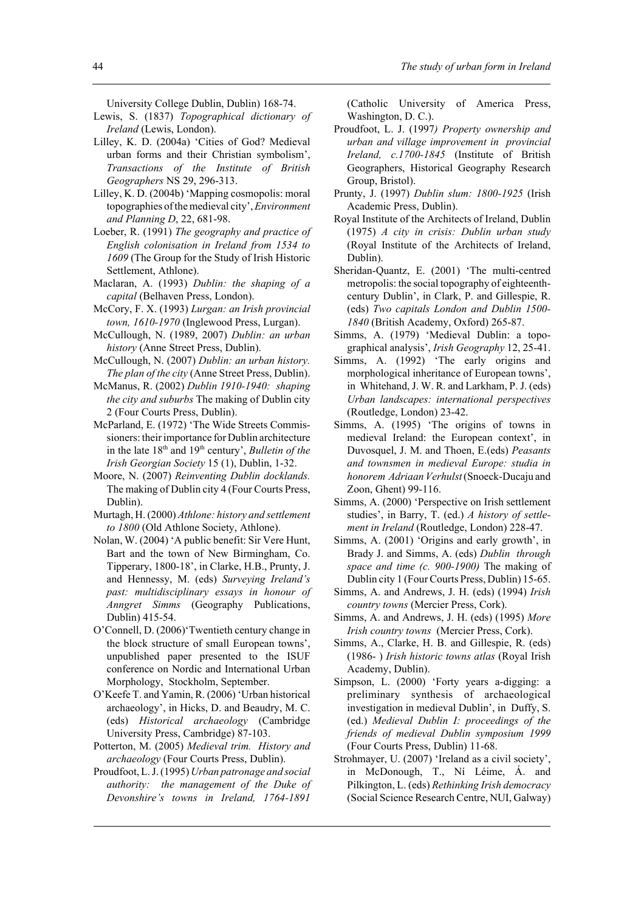University College Dublin, Dublin) 168-74.

Lewis, S. (1837) *Topographical dictionary of Ireland* (Lewis, London).

Lilley, K. D. (2004a) 'Cities of God? Medieval urban forms and their Christian symbolism', *Transactions of the Institute of British Geographers* NS 29, 296-313.

Lilley, K. D. (2004b) 'Mapping cosmopolis: moral topographies of the medieval city', *Environment and Planning D*, 22, 681-98.

Loeber, R. (1991) *The geography and practice of English colonisation in Ireland from 1534 to 1609* (The Group for the Study of Irish Historic Settlement, Athlone).

Maclaran, A. (1993) *Dublin: the shaping of a capital* (Belhaven Press, London).

McCory, F. X. (1993) *Lurgan: an Irish provincial town, 1610-1970* (Inglewood Press, Lurgan).

McCullough, N. (1989, 2007) *Dublin: an urban history* (Anne Street Press, Dublin).

McCullough, N. (2007) *Dublin: an urban history. The plan of the city* (Anne Street Press, Dublin).

McManus, R. (2002) *Dublin 1910-1940: shaping the city and suburbs* The making of Dublin city 2 (Four Courts Press, Dublin).

McParland, E. (1972) 'The Wide Streets Commissioners: their importance for Dublin architecture in the late 18th and 19th century', *Bulletin of the Irish Georgian Society* 15 (1), Dublin, 1-32.

Moore, N. (2007) *Reinventing Dublin docklands.* The making of Dublin city 4 (Four Courts Press, Dublin).

Murtagh, H. (2000) *Athlone: history and settlement to 1800* (Old Athlone Society, Athlone).

Nolan, W. (2004) 'A public benefit: Sir Vere Hunt, Bart and the town of New Birmingham, Co. Tipperary, 1800-18', in Clarke, H.B., Prunty, J. and Hennessy, M. (eds) *Surveying Ireland's past: multidisciplinary essays in honour of Anngret Simms* (Geography Publications, Dublin) 415-54.

O'Connell, D. (2006)'Twentieth century change in the block structure of small European towns', unpublished paper presented to the ISUF conference on Nordic and International Urban Morphology, Stockholm, September.

O'Keefe T. and Yamin, R. (2006) 'Urban historical archaeology', in Hicks, D. and Beaudry, M. C. (eds) *Historical archaeology* (Cambridge University Press, Cambridge) 87-103.

Potterton, M. (2005) *Medieval trim. History and archaeology* (Four Courts Press, Dublin).

Proudfoot, L. J. (1995) *Urban patronage and social authority: the management of the Duke of Devonshire's towns in Ireland, 1764-1891* (Catholic University of America Press, Washington, D. C.).

Proudfoot, L. J. (1997*) Property ownership and urban and village improvement in provincial Ireland, c.1700-1845* (Institute of British Geographers, Historical Geography Research Group, Bristol).

Prunty, J. (1997) *Dublin slum: 1800-1925* (Irish Academic Press, Dublin).

Royal Institute of the Architects of Ireland, Dublin (1975) *A city in crisis: Dublin urban study* (Royal Institute of the Architects of Ireland, Dublin).

Sheridan-Quantz, E. (2001) 'The multi-centred metropolis: the social topography of eighteenth-century Dublin', in Clark, P. and Gillespie, R. (eds) *Two capitals London and Dublin 1500-1840* (British Academy, Oxford) 265-87.

Simms, A. (1979) 'Medieval Dublin: a topographical analysis', *Irish Geography* 12, 25-41.

Simms, A. (1992) 'The early origins and morphological inheritance of European towns', in Whitehand, J. W. R. and Larkham, P. J. (eds) *Urban landscapes: international perspectives* (Routledge, London) 23-42.

Simms, A. (1995) 'The origins of towns in medieval Ireland: the European context', in Duvosquel, J. M. and Thoen, E.(eds) *Peasants and townsmen in medieval Europe: studia in honorem Adriaan Verhulst* (Snoeck-Ducaju and Zoon, Ghent) 99-116.

Simms, A. (2000) 'Perspective on Irish settlement studies', in Barry, T. (ed.) *A history of settlement in Ireland* (Routledge, London) 228-47.

Simms, A. (2001) 'Origins and early growth', in Brady J. and Simms, A. (eds) *Dublin through space and time (c. 900-1900)* The making of Dublin city 1 (Four Courts Press, Dublin) 15-65.

Simms, A. and Andrews, J. H. (eds) (1994) *Irish country towns* (Mercier Press, Cork).

Simms, A. and Andrews, J. H. (eds) (1995) *More Irish country towns* (Mercier Press, Cork).

Simms, A., Clarke, H. B. and Gillespie, R. (eds) (1986- ) *Irish historic towns atlas* (Royal Irish Academy, Dublin).

Simpson, L. (2000) 'Forty years a-digging: a preliminary synthesis of archaeological investigation in medieval Dublin', in Duffy, S. (ed.) *Medieval Dublin I: proceedings of the friends of medieval Dublin symposium 1999* (Four Courts Press, Dublin) 11-68.

Strohmayer, U. (2007) 'Ireland as a civil society', in McDonough, T., Ní Léime, Á. and Pilkington, L. (eds) *Rethinking Irish democracy* (Social Science Research Centre, NUI, Galway)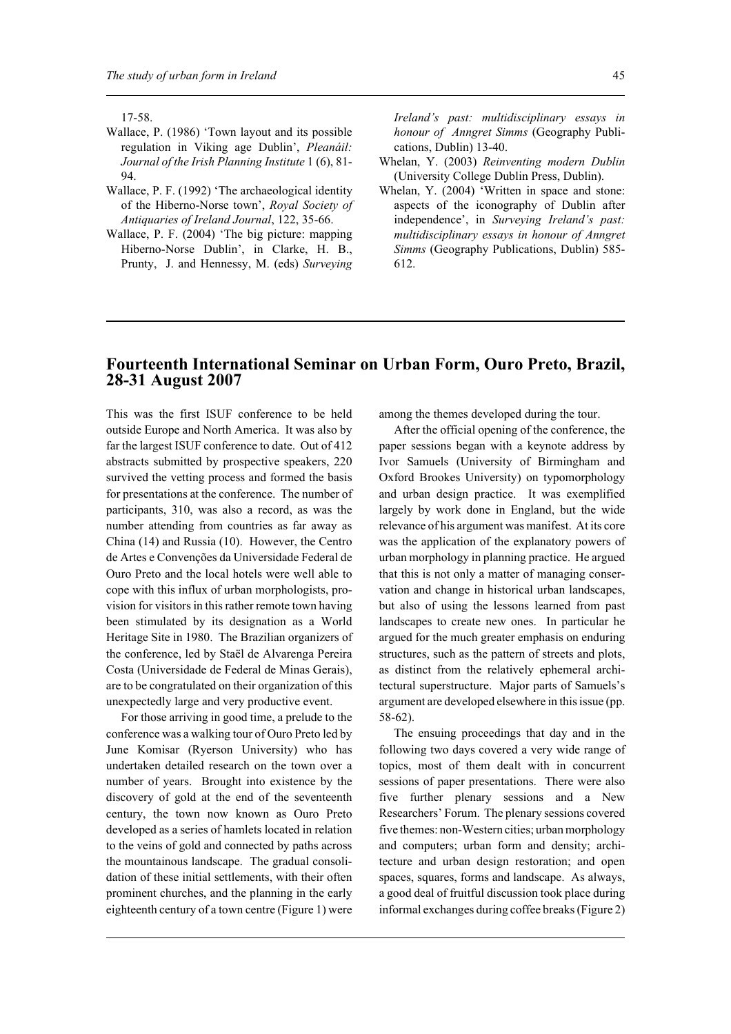17-58.

Wallace, P. (1986) 'Town layout and its possible regulation in Viking age Dublin', *Pleanáil: Journal of the Irish Planning Institute* 1 (6), 81-94.

Wallace, P. F. (1992) 'The archaeological identity of the Hiberno-Norse town', *Royal Society of Antiquaries of Ireland Journal*, 122, 35-66.

Wallace, P. F. (2004) 'The big picture: mapping Hiberno-Norse Dublin', in Clarke, H. B., Prunty, J. and Hennessy, M. (eds) *Surveying Ireland's past: multidisciplinary essays in honour of Anngret Simms* (Geography Publications, Dublin) 13-40.

Whelan, Y. (2003) *Reinventing modern Dublin* (University College Dublin Press, Dublin).

Whelan, Y. (2004) 'Written in space and stone: aspects of the iconography of Dublin after independence', in *Surveying Ireland's past: multidisciplinary essays in honour of Anngret Simms* (Geography Publications, Dublin) 585-612.

## Fourteenth International Seminar on Urban Form, Ouro Preto, Brazil, 28-31 August 2007

This was the first ISUF conference to be held outside Europe and North America. It was also by far the largest ISUF conference to date. Out of 412 abstracts submitted by prospective speakers, 220 survived the vetting process and formed the basis for presentations at the conference. The number of participants, 310, was also a record, as was the number attending from countries as far away as China (14) and Russia (10). However, the Centro de Artes e Convenções da Universidade Federal de Ouro Preto and the local hotels were well able to cope with this influx of urban morphologists, provision for visitors in this rather remote town having been stimulated by its designation as a World Heritage Site in 1980. The Brazilian organizers of the conference, led by Staël de Alvarenga Pereira Costa (Universidade de Federal de Minas Gerais), are to be congratulated on their organization of this unexpectedly large and very productive event.

For those arriving in good time, a prelude to the conference was a walking tour of Ouro Preto led by June Komisar (Ryerson University) who has undertaken detailed research on the town over a number of years. Brought into existence by the discovery of gold at the end of the seventeenth century, the town now known as Ouro Preto developed as a series of hamlets located in relation to the veins of gold and connected by paths across the mountainous landscape. The gradual consolidation of these initial settlements, with their often prominent churches, and the planning in the early eighteenth century of a town centre (Figure 1) were among the themes developed during the tour.

After the official opening of the conference, the paper sessions began with a keynote address by Ivor Samuels (University of Birmingham and Oxford Brookes University) on typomorphology and urban design practice. It was exemplified largely by work done in England, but the wide relevance of his argument was manifest. At its core was the application of the explanatory powers of urban morphology in planning practice. He argued that this is not only a matter of managing conservation and change in historical urban landscapes, but also of using the lessons learned from past landscapes to create new ones. In particular he argued for the much greater emphasis on enduring structures, such as the pattern of streets and plots, as distinct from the relatively ephemeral architectural superstructure. Major parts of Samuels's argument are developed elsewhere in this issue (pp. 58-62).

The ensuing proceedings that day and in the following two days covered a very wide range of topics, most of them dealt with in concurrent sessions of paper presentations. There were also five further plenary sessions and a New Researchers' Forum. The plenary sessions covered five themes: non-Western cities; urban morphology and computers; urban form and density; architecture and urban design restoration; and open spaces, squares, forms and landscape. As always, a good deal of fruitful discussion took place during informal exchanges during coffee breaks (Figure 2)